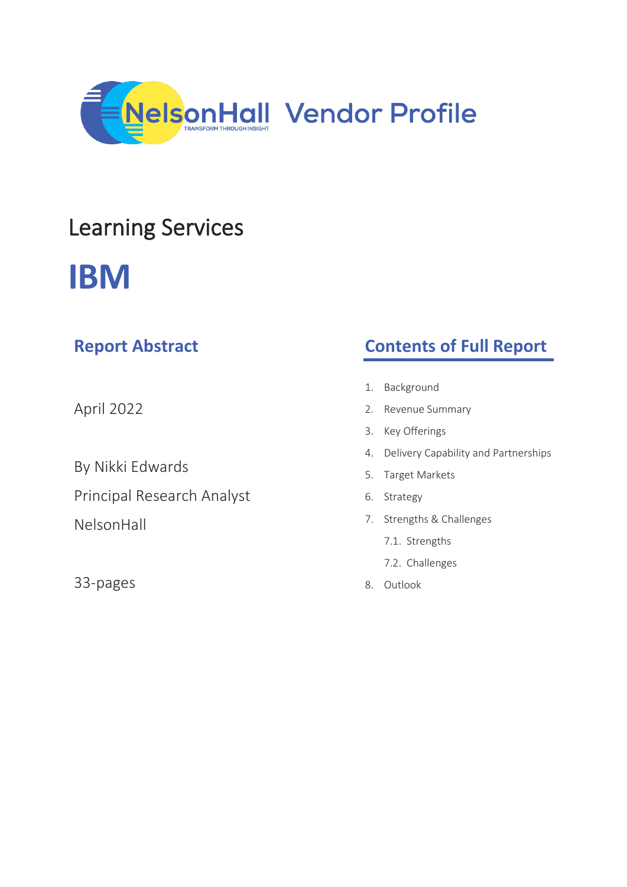NelsonHall Vendor Profile

# Learning Services

# IBM

## Report Abstract

April 2022

By Nikki Edwards

Principal Research Analyst

NelsonHall

33-pages

## Contents of Full Report

1. Background
2. Revenue Summary
3. Key Offerings
4. Delivery Capability and Partnerships
5. Target Markets
6. Strategy
7. Strengths & Challenges
   - 7.1. Strengths
   - 7.2. Challenges
8. Outlook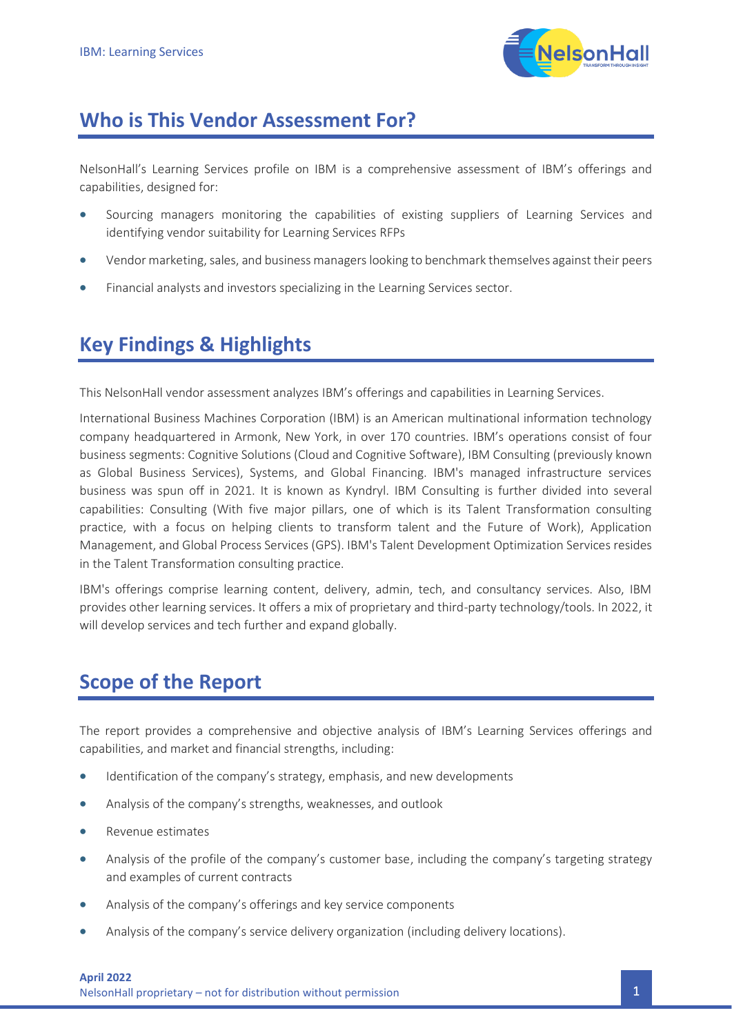## Who is This Vendor Assessment For?

NelsonHall's Learning Services profile on IBM is a comprehensive assessment of IBM's offerings and capabilities, designed for:

- Sourcing managers monitoring the capabilities of existing suppliers of Learning Services and identifying vendor suitability for Learning Services RFPs
- Vendor marketing, sales, and business managers looking to benchmark themselves against their peers
- Financial analysts and investors specializing in the Learning Services sector.

## Key Findings & Highlights

This NelsonHall vendor assessment analyzes IBM's offerings and capabilities in Learning Services.

International Business Machines Corporation (IBM) is an American multinational information technology company headquartered in Armonk, New York, in over 170 countries. IBM's operations consist of four business segments: Cognitive Solutions (Cloud and Cognitive Software), IBM Consulting (previously known as Global Business Services), Systems, and Global Financing. IBM's managed infrastructure services business was spun off in 2021. It is known as Kyndryl. IBM Consulting is further divided into several capabilities: Consulting (With five major pillars, one of which is its Talent Transformation consulting practice, with a focus on helping clients to transform talent and the Future of Work), Application Management, and Global Process Services (GPS). IBM's Talent Development Optimization Services resides in the Talent Transformation consulting practice.

IBM's offerings comprise learning content, delivery, admin, tech, and consultancy services. Also, IBM provides other learning services. It offers a mix of proprietary and third-party technology/tools. In 2022, it will develop services and tech further and expand globally.

## Scope of the Report

The report provides a comprehensive and objective analysis of IBM's Learning Services offerings and capabilities, and market and financial strengths, including:

- Identification of the company's strategy, emphasis, and new developments
- Analysis of the company's strengths, weaknesses, and outlook
- Revenue estimates
- Analysis of the profile of the company's customer base, including the company's targeting strategy and examples of current contracts
- Analysis of the company's offerings and key service components
- Analysis of the company's service delivery organization (including delivery locations).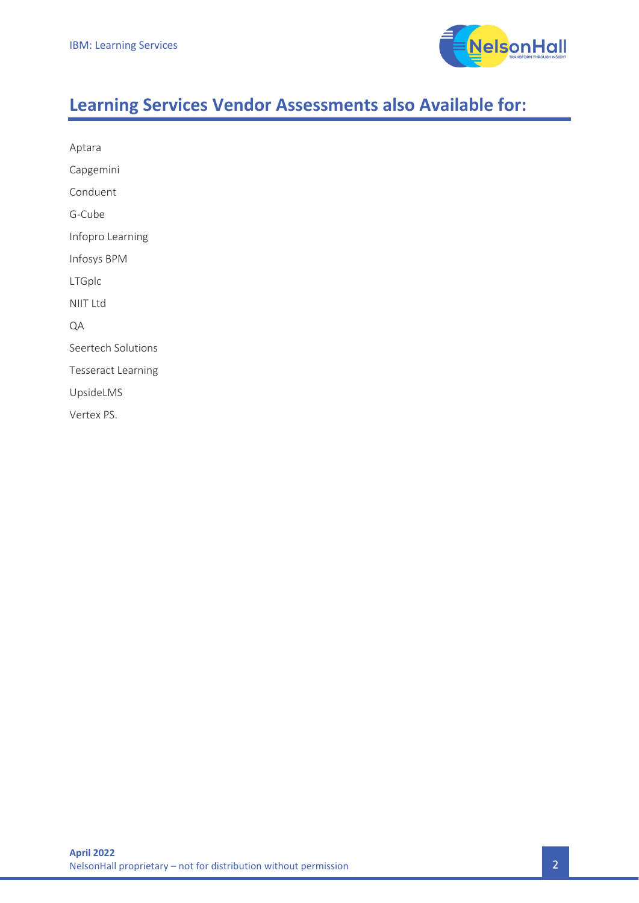## Learning Services Vendor Assessments also Available for:

Aptara

Capgemini

Conduent

G-Cube

Infopro Learning

Infosys BPM

LTGplc

NIIT Ltd

QA

Seertech Solutions

Tesseract Learning

UpsideLMS

Vertex PS.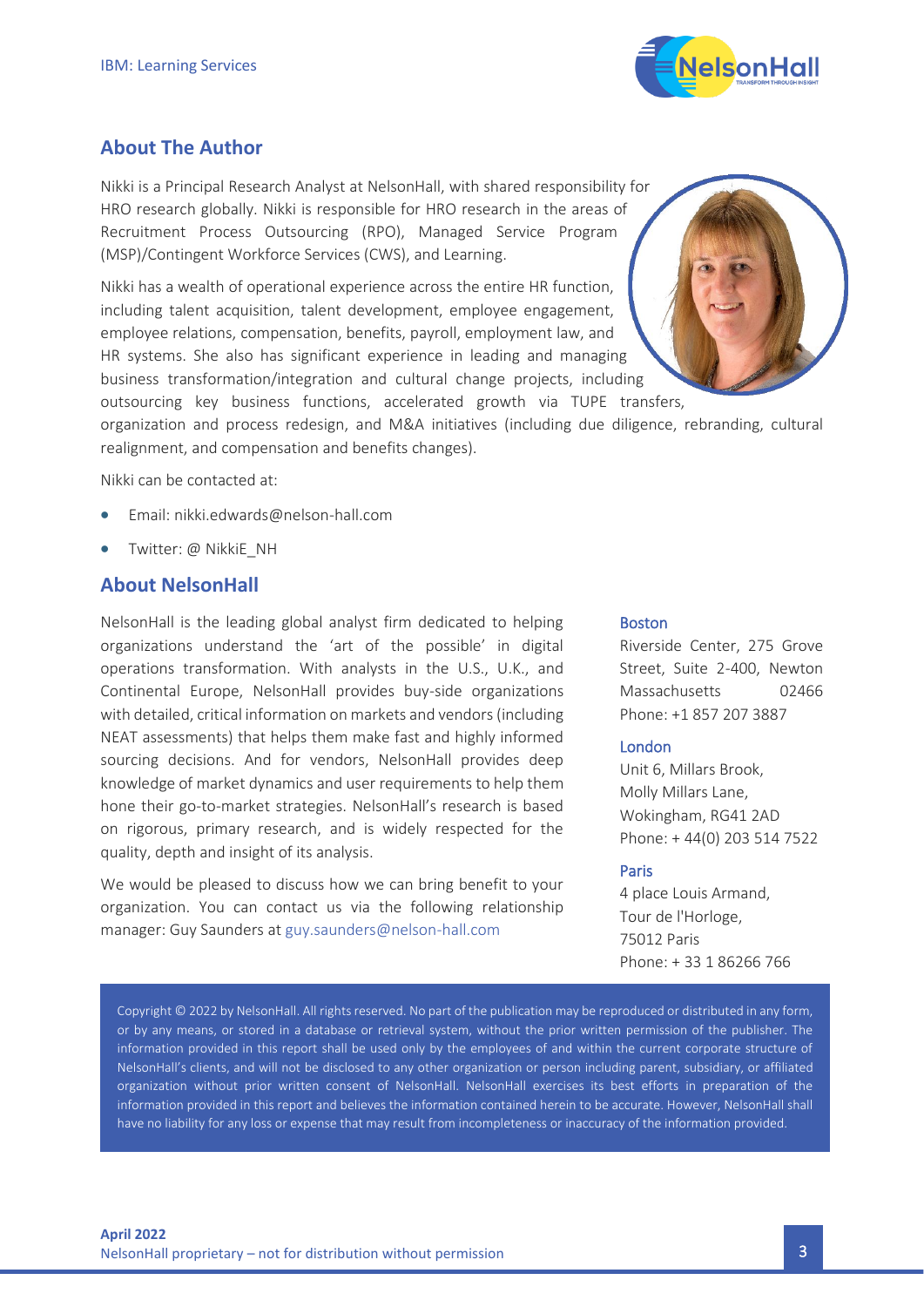## About The Author

Nikki is a Principal Research Analyst at NelsonHall, with shared responsibility for HRO research globally. Nikki is responsible for HRO research in the areas of Recruitment Process Outsourcing (RPO), Managed Service Program (MSP)/Contingent Workforce Services (CWS), and Learning.

Nikki has a wealth of operational experience across the entire HR function, including talent acquisition, talent development, employee engagement, employee relations, compensation, benefits, payroll, employment law, and HR systems. She also has significant experience in leading and managing business transformation/integration and cultural change projects, including outsourcing key business functions, accelerated growth via TUPE transfers, organization and process redesign, and M&A initiatives (including due diligence, rebranding, cultural realignment, and compensation and benefits changes).

Nikki can be contacted at:

- Email: nikki.edwards@nelson-hall.com
- Twitter: @ NikkiE_NH

## About NelsonHall

NelsonHall is the leading global analyst firm dedicated to helping organizations understand the 'art of the possible' in digital operations transformation. With analysts in the U.S., U.K., and Continental Europe, NelsonHall provides buy-side organizations with detailed, critical information on markets and vendors (including NEAT assessments) that helps them make fast and highly informed sourcing decisions. And for vendors, NelsonHall provides deep knowledge of market dynamics and user requirements to help them hone their go-to-market strategies. NelsonHall's research is based on rigorous, primary research, and is widely respected for the quality, depth and insight of its analysis.

We would be pleased to discuss how we can bring benefit to your organization. You can contact us via the following relationship manager: Guy Saunders at guy.saunders@nelson-hall.com

**Boston**
Riverside Center, 275 Grove Street, Suite 2-400, Newton Massachusetts 02466
Phone: +1 857 207 3887

**London**
Unit 6, Millars Brook,
Molly Millars Lane,
Wokingham, RG41 2AD
Phone: + 44(0) 203 514 7522

**Paris**
4 place Louis Armand,
Tour de l'Horloge,
75012 Paris
Phone: + 33 1 86266 766

Copyright © 2022 by NelsonHall. All rights reserved. No part of the publication may be reproduced or distributed in any form, or by any means, or stored in a database or retrieval system, without the prior written permission of the publisher. The information provided in this report shall be used only by the employees of and within the current corporate structure of NelsonHall's clients, and will not be disclosed to any other organization or person including parent, subsidiary, or affiliated organization without prior written consent of NelsonHall. NelsonHall exercises its best efforts in preparation of the information provided in this report and believes the information contained herein to be accurate. However, NelsonHall shall have no liability for any loss or expense that may result from incompleteness or inaccuracy of the information provided.